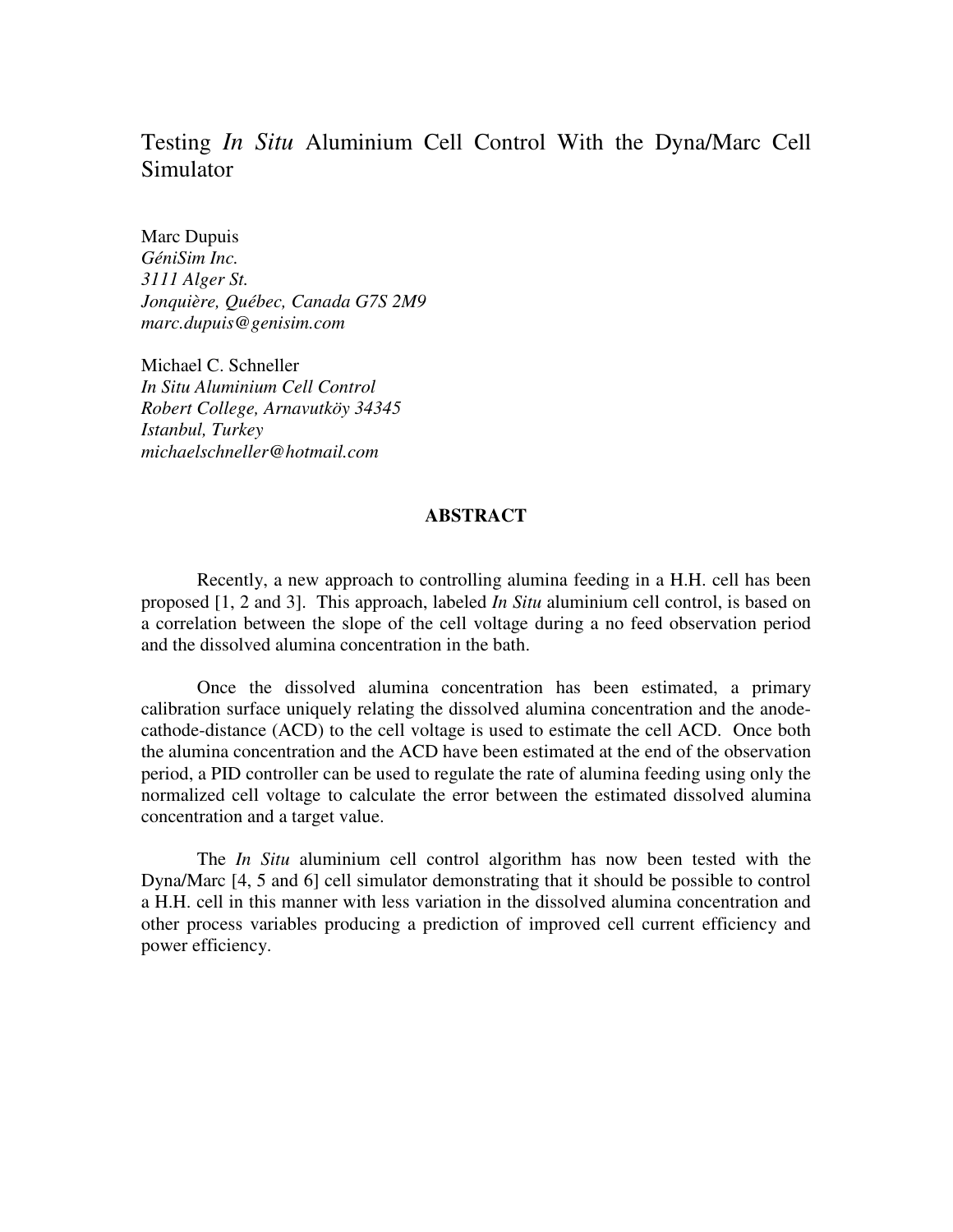# Testing *In Situ* Aluminium Cell Control With the Dyna/Marc Cell Simulator

Marc Dupuis
*GéniSim Inc.*
*3111 Alger St.*
*Jonquière, Québec, Canada G7S 2M9*
*marc.dupuis@genisim.com*

Michael C. Schneller
*In Situ Aluminium Cell Control*
*Robert College, Arnavutköy 34345*
*Istanbul, Turkey*
*michaelschneller@hotmail.com*

## ABSTRACT

Recently, a new approach to controlling alumina feeding in a H.H. cell has been proposed [1, 2 and 3]. This approach, labeled *In Situ* aluminium cell control, is based on a correlation between the slope of the cell voltage during a no feed observation period and the dissolved alumina concentration in the bath.

Once the dissolved alumina concentration has been estimated, a primary calibration surface uniquely relating the dissolved alumina concentration and the anode-cathode-distance (ACD) to the cell voltage is used to estimate the cell ACD. Once both the alumina concentration and the ACD have been estimated at the end of the observation period, a PID controller can be used to regulate the rate of alumina feeding using only the normalized cell voltage to calculate the error between the estimated dissolved alumina concentration and a target value.

The *In Situ* aluminium cell control algorithm has now been tested with the Dyna/Marc [4, 5 and 6] cell simulator demonstrating that it should be possible to control a H.H. cell in this manner with less variation in the dissolved alumina concentration and other process variables producing a prediction of improved cell current efficiency and power efficiency.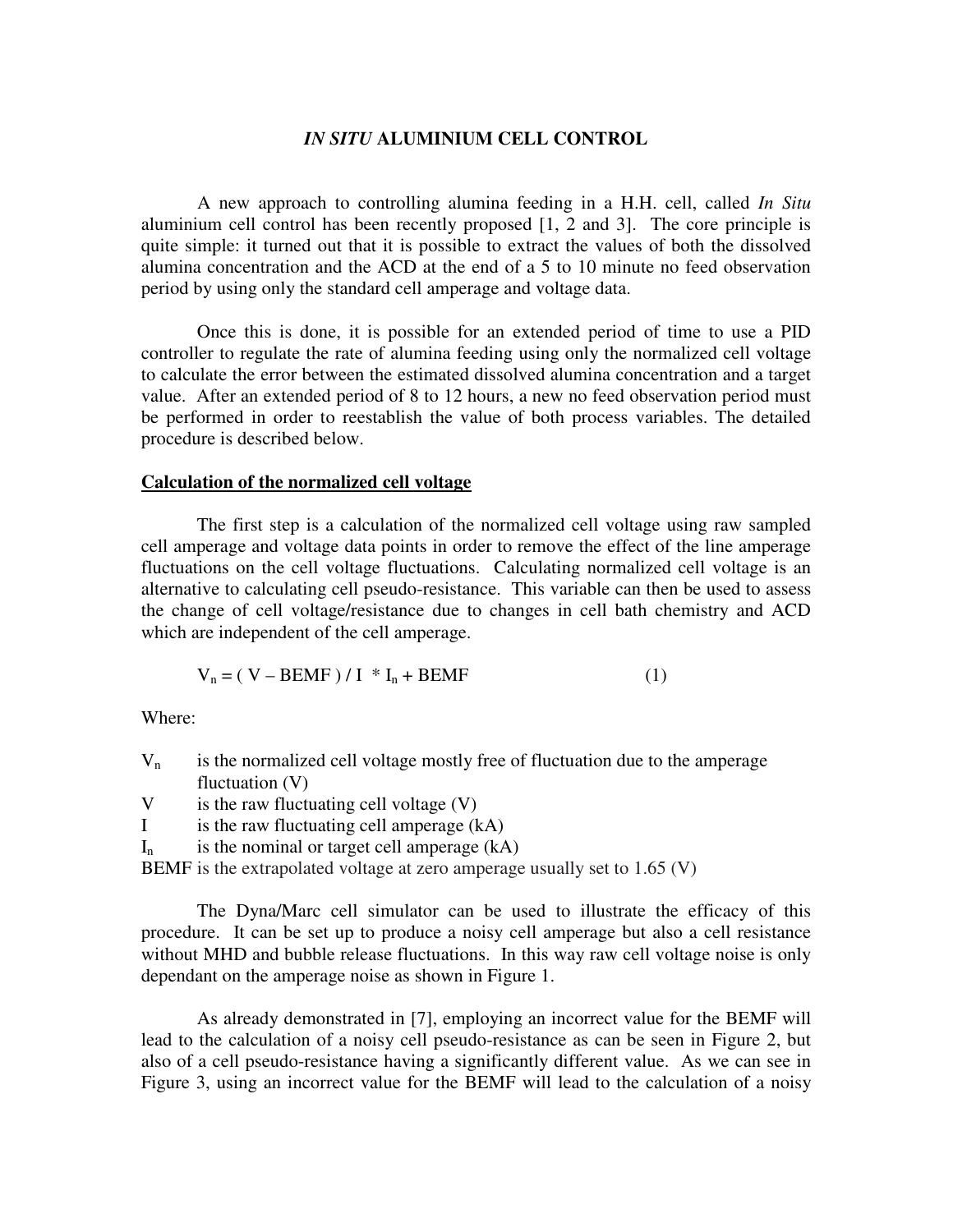# *IN SITU* ALUMINIUM CELL CONTROL

A new approach to controlling alumina feeding in a H.H. cell, called *In Situ* aluminium cell control has been recently proposed [1, 2 and 3]. The core principle is quite simple: it turned out that it is possible to extract the values of both the dissolved alumina concentration and the ACD at the end of a 5 to 10 minute no feed observation period by using only the standard cell amperage and voltage data.

Once this is done, it is possible for an extended period of time to use a PID controller to regulate the rate of alumina feeding using only the normalized cell voltage to calculate the error between the estimated dissolved alumina concentration and a target value. After an extended period of 8 to 12 hours, a new no feed observation period must be performed in order to reestablish the value of both process variables. The detailed procedure is described below.

## Calculation of the normalized cell voltage

The first step is a calculation of the normalized cell voltage using raw sampled cell amperage and voltage data points in order to remove the effect of the line amperage fluctuations on the cell voltage fluctuations. Calculating normalized cell voltage is an alternative to calculating cell pseudo-resistance. This variable can then be used to assess the change of cell voltage/resistance due to changes in cell bath chemistry and ACD which are independent of the cell amperage.

$$V_n = ( V - BEMF ) / I * I_n + BEMF \qquad (1)$$

Where:

- $V_n$ is the normalized cell voltage mostly free of fluctuation due to the amperage fluctuation (V)
- $V$ is the raw fluctuating cell voltage (V)
- $I$ is the raw fluctuating cell amperage (kA)
- $I_n$ is the nominal or target cell amperage (kA)
- BEMF is the extrapolated voltage at zero amperage usually set to 1.65 (V)

The Dyna/Marc cell simulator can be used to illustrate the efficacy of this procedure. It can be set up to produce a noisy cell amperage but also a cell resistance without MHD and bubble release fluctuations. In this way raw cell voltage noise is only dependant on the amperage noise as shown in Figure 1.

As already demonstrated in [7], employing an incorrect value for the BEMF will lead to the calculation of a noisy cell pseudo-resistance as can be seen in Figure 2, but also of a cell pseudo-resistance having a significantly different value. As we can see in Figure 3, using an incorrect value for the BEMF will lead to the calculation of a noisy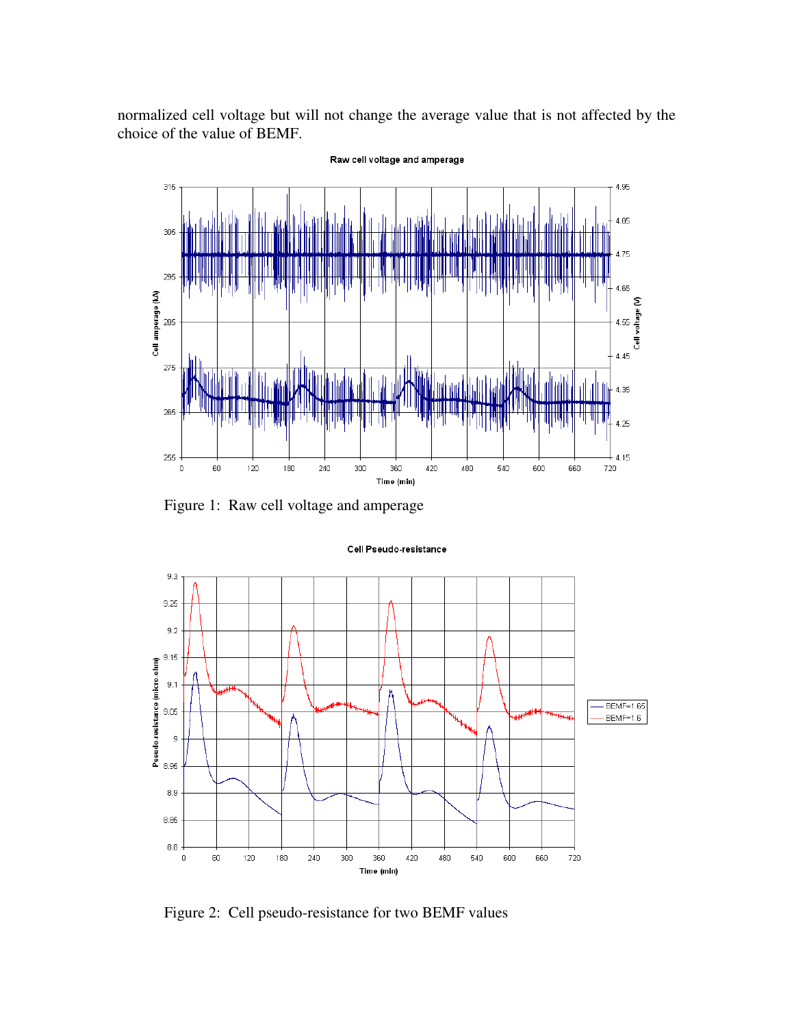normalized cell voltage but will not change the average value that is not affected by the choice of the value of BEMF.

Figure 1: Raw cell voltage and amperage

Figure 2: Cell pseudo-resistance for two BEMF values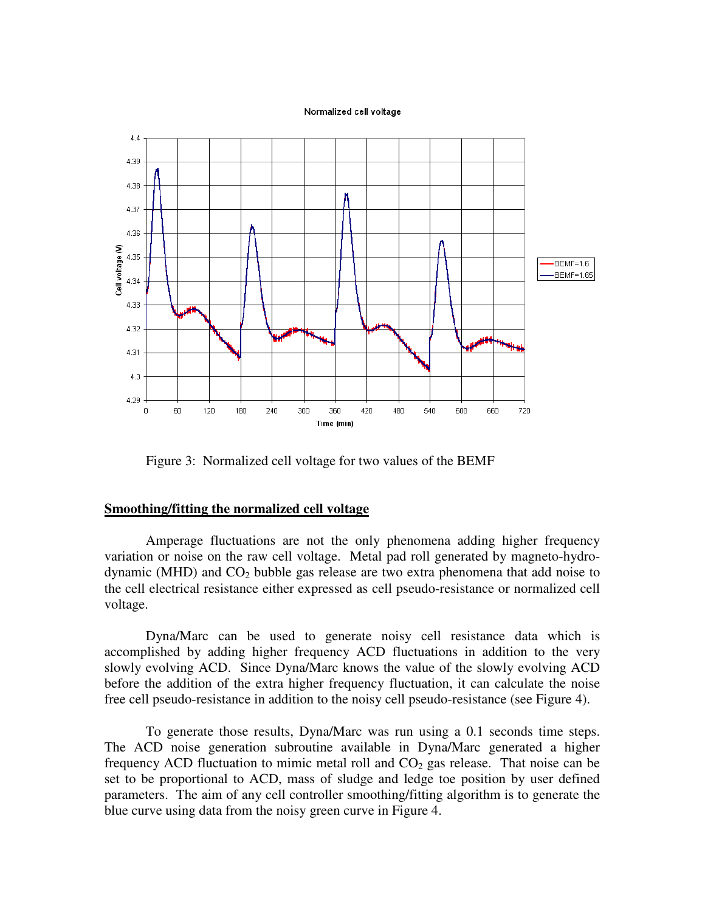Figure 3: Normalized cell voltage for two values of the BEMF

## Smoothing/fitting the normalized cell voltage

Amperage fluctuations are not the only phenomena adding higher frequency variation or noise on the raw cell voltage. Metal pad roll generated by magneto-hydro-dynamic (MHD) and $CO_2$ bubble gas release are two extra phenomena that add noise to the cell electrical resistance either expressed as cell pseudo-resistance or normalized cell voltage.

Dyna/Marc can be used to generate noisy cell resistance data which is accomplished by adding higher frequency ACD fluctuations in addition to the very slowly evolving ACD. Since Dyna/Marc knows the value of the slowly evolving ACD before the addition of the extra higher frequency fluctuation, it can calculate the noise free cell pseudo-resistance in addition to the noisy cell pseudo-resistance (see Figure 4).

To generate those results, Dyna/Marc was run using a 0.1 seconds time steps. The ACD noise generation subroutine available in Dyna/Marc generated a higher frequency ACD fluctuation to mimic metal roll and $CO_2$ gas release. That noise can be set to be proportional to ACD, mass of sludge and ledge toe position by user defined parameters. The aim of any cell controller smoothing/fitting algorithm is to generate the blue curve using data from the noisy green curve in Figure 4.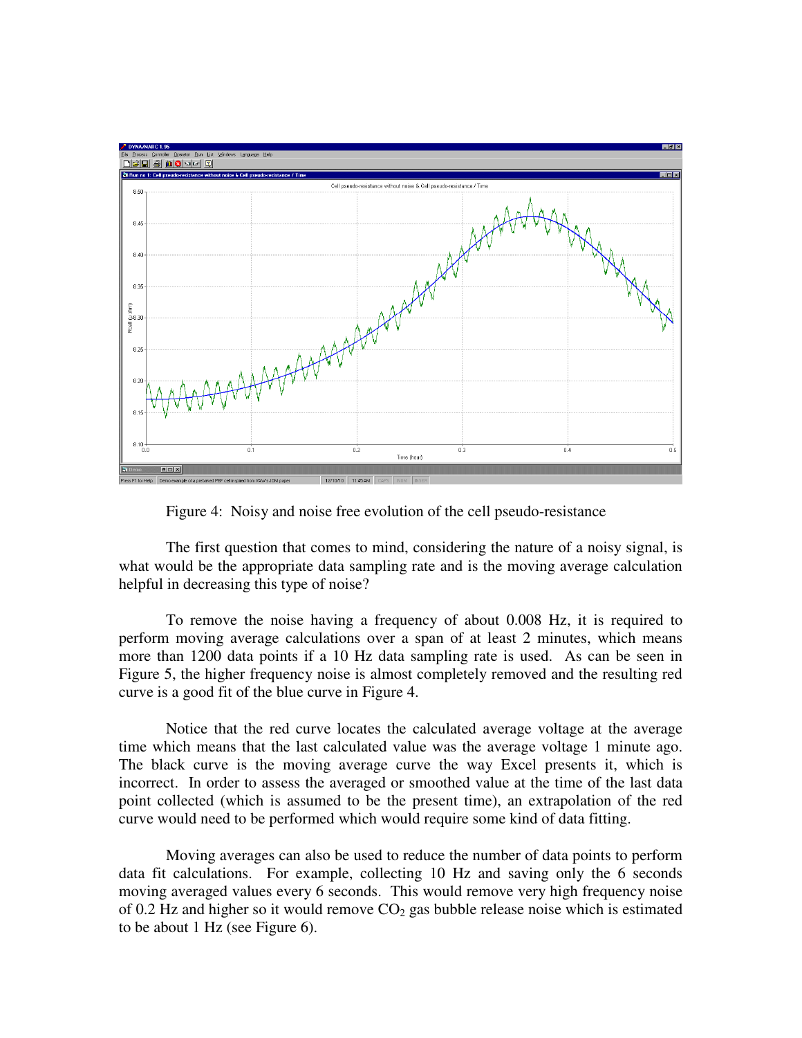Figure 4: Noisy and noise free evolution of the cell pseudo-resistance

The first question that comes to mind, considering the nature of a noisy signal, is what would be the appropriate data sampling rate and is the moving average calculation helpful in decreasing this type of noise?

To remove the noise having a frequency of about 0.008 Hz, it is required to perform moving average calculations over a span of at least 2 minutes, which means more than 1200 data points if a 10 Hz data sampling rate is used. As can be seen in Figure 5, the higher frequency noise is almost completely removed and the resulting red curve is a good fit of the blue curve in Figure 4.

Notice that the red curve locates the calculated average voltage at the average time which means that the last calculated value was the average voltage 1 minute ago. The black curve is the moving average curve the way Excel presents it, which is incorrect. In order to assess the averaged or smoothed value at the time of the last data point collected (which is assumed to be the present time), an extrapolation of the red curve would need to be performed which would require some kind of data fitting.

Moving averages can also be used to reduce the number of data points to perform data fit calculations. For example, collecting 10 Hz and saving only the 6 seconds moving averaged values every 6 seconds. This would remove very high frequency noise of 0.2 Hz and higher so it would remove $CO_2$ gas bubble release noise which is estimated to be about 1 Hz (see Figure 6).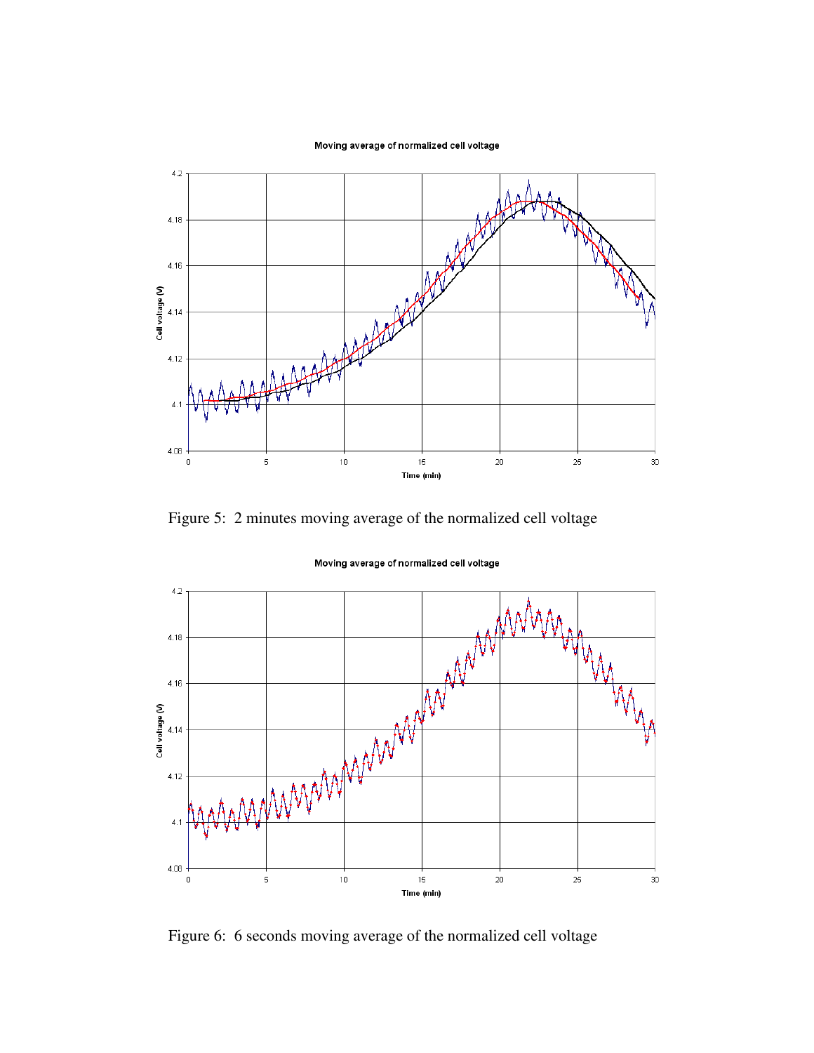Figure 5: 2 minutes moving average of the normalized cell voltage

Figure 6: 6 seconds moving average of the normalized cell voltage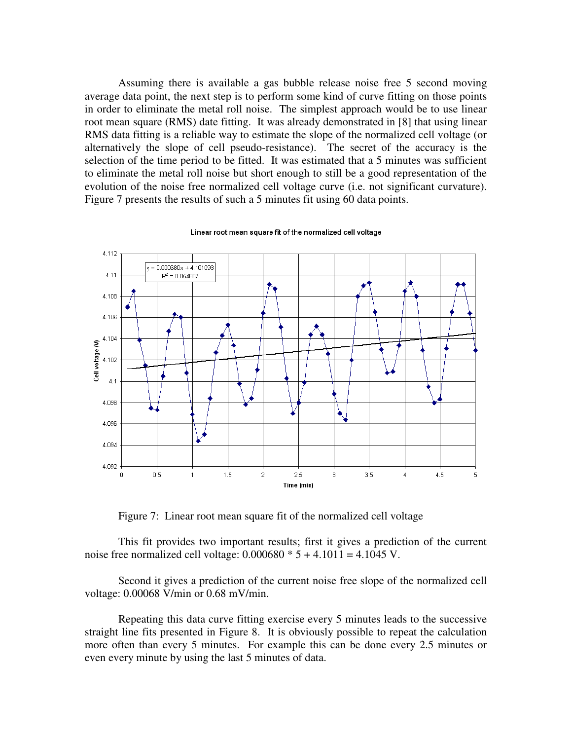Assuming there is available a gas bubble release noise free 5 second moving average data point, the next step is to perform some kind of curve fitting on those points in order to eliminate the metal roll noise. The simplest approach would be to use linear root mean square (RMS) date fitting. It was already demonstrated in [8] that using linear RMS data fitting is a reliable way to estimate the slope of the normalized cell voltage (or alternatively the slope of cell pseudo-resistance). The secret of the accuracy is the selection of the time period to be fitted. It was estimated that a 5 minutes was sufficient to eliminate the metal roll noise but short enough to still be a good representation of the evolution of the noise free normalized cell voltage curve (i.e. not significant curvature). Figure 7 presents the results of such a 5 minutes fit using 60 data points.

Figure 7: Linear root mean square fit of the normalized cell voltage

This fit provides two important results; first it gives a prediction of the current noise free normalized cell voltage: $0.000680 * 5 + 4.1011 = 4.1045$ V.

Second it gives a prediction of the current noise free slope of the normalized cell voltage: 0.00068 V/min or 0.68 mV/min.

Repeating this data curve fitting exercise every 5 minutes leads to the successive straight line fits presented in Figure 8. It is obviously possible to repeat the calculation more often than every 5 minutes. For example this can be done every 2.5 minutes or even every minute by using the last 5 minutes of data.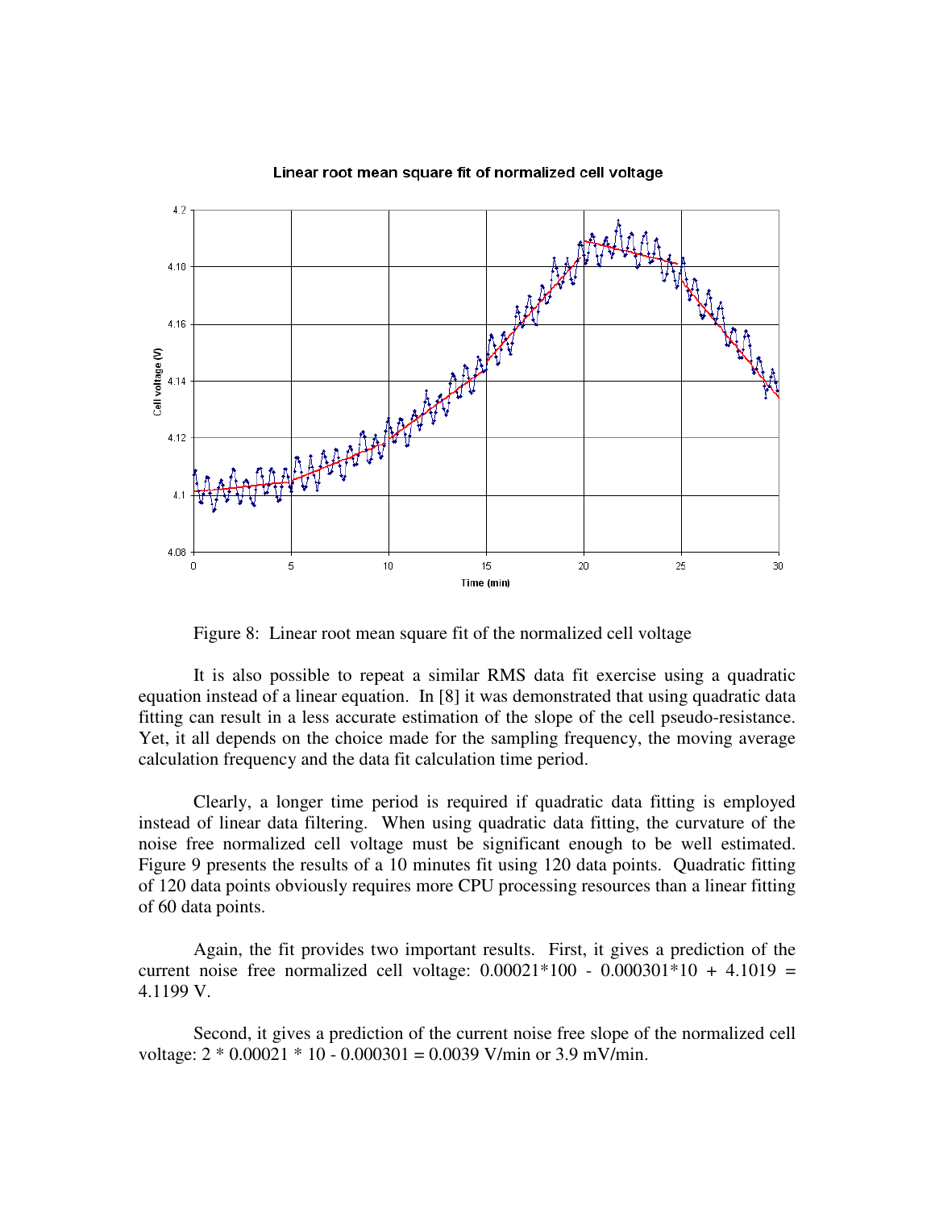Figure 8: Linear root mean square fit of the normalized cell voltage

It is also possible to repeat a similar RMS data fit exercise using a quadratic equation instead of a linear equation. In [8] it was demonstrated that using quadratic data fitting can result in a less accurate estimation of the slope of the cell pseudo-resistance. Yet, it all depends on the choice made for the sampling frequency, the moving average calculation frequency and the data fit calculation time period.

Clearly, a longer time period is required if quadratic data fitting is employed instead of linear data filtering. When using quadratic data fitting, the curvature of the noise free normalized cell voltage must be significant enough to be well estimated. Figure 9 presents the results of a 10 minutes fit using 120 data points. Quadratic fitting of 120 data points obviously requires more CPU processing resources than a linear fitting of 60 data points.

Again, the fit provides two important results. First, it gives a prediction of the current noise free normalized cell voltage: $0.00021*100 - 0.000301*10 + 4.1019 = 4.1199$ V.

Second, it gives a prediction of the current noise free slope of the normalized cell voltage: $2 * 0.00021 * 10 - 0.000301 = 0.0039$ V/min or 3.9 mV/min.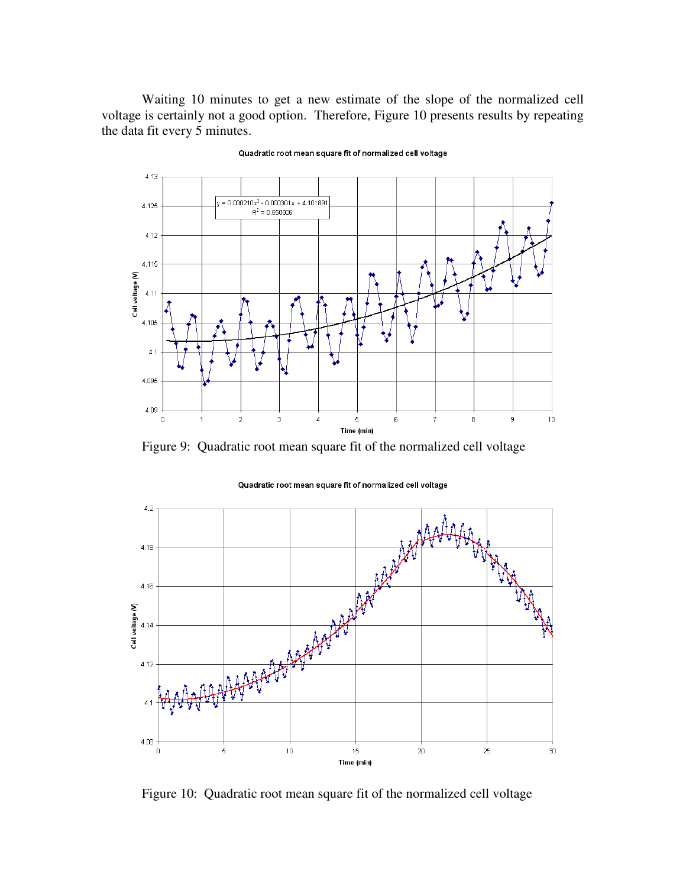Waiting 10 minutes to get a new estimate of the slope of the normalized cell voltage is certainly not a good option. Therefore, Figure 10 presents results by repeating the data fit every 5 minutes.

Figure 9: Quadratic root mean square fit of the normalized cell voltage

Figure 10: Quadratic root mean square fit of the normalized cell voltage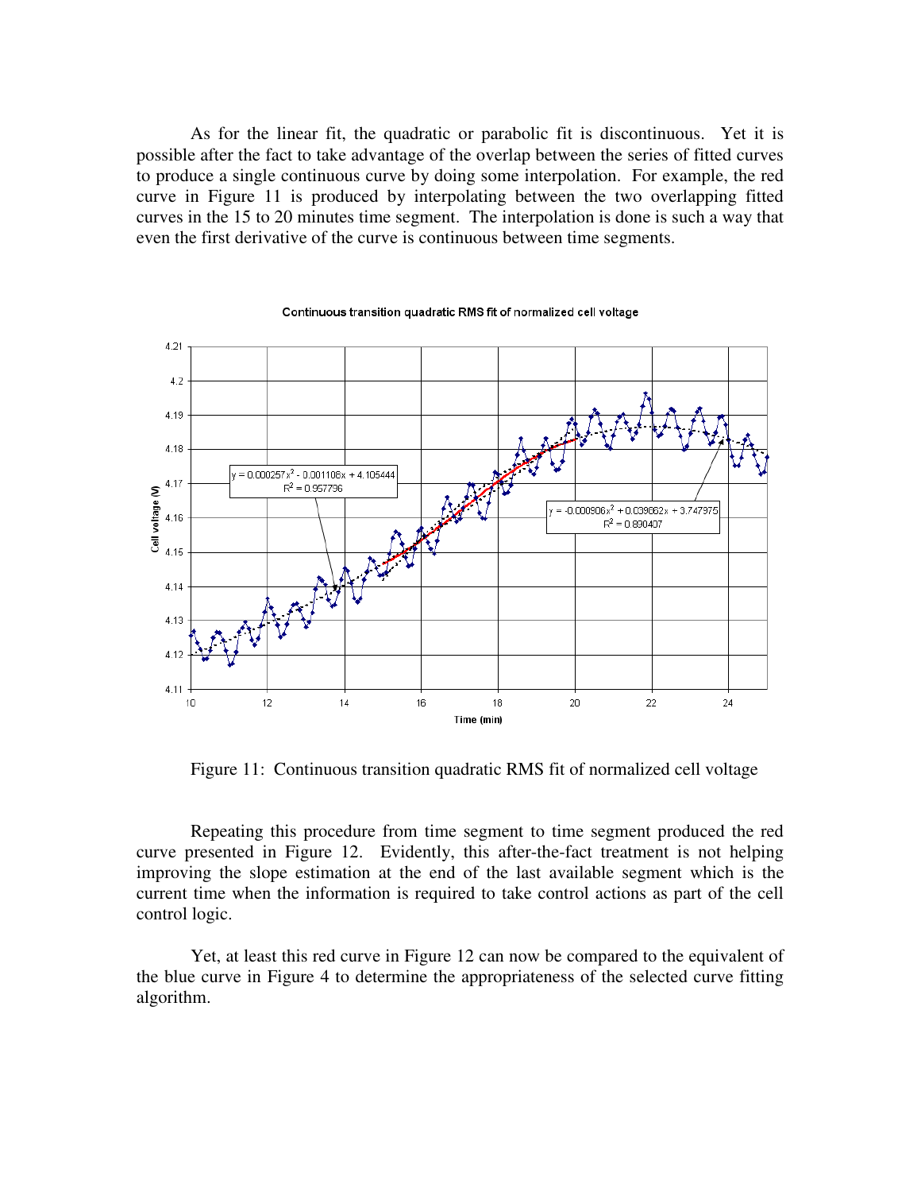As for the linear fit, the quadratic or parabolic fit is discontinuous. Yet it is possible after the fact to take advantage of the overlap between the series of fitted curves to produce a single continuous curve by doing some interpolation. For example, the red curve in Figure 11 is produced by interpolating between the two overlapping fitted curves in the 15 to 20 minutes time segment. The interpolation is done is such a way that even the first derivative of the curve is continuous between time segments.

Figure 11: Continuous transition quadratic RMS fit of normalized cell voltage

Repeating this procedure from time segment to time segment produced the red curve presented in Figure 12. Evidently, this after-the-fact treatment is not helping improving the slope estimation at the end of the last available segment which is the current time when the information is required to take control actions as part of the cell control logic.

Yet, at least this red curve in Figure 12 can now be compared to the equivalent of the blue curve in Figure 4 to determine the appropriateness of the selected curve fitting algorithm.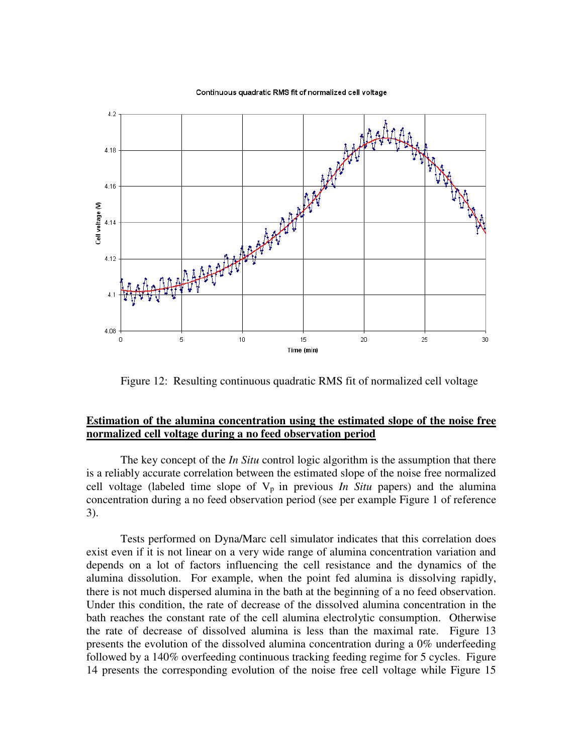Figure 12: Resulting continuous quadratic RMS fit of normalized cell voltage

## **Estimation of the alumina concentration using the estimated slope of the noise free normalized cell voltage during a no feed observation period**

The key concept of the *In Situ* control logic algorithm is the assumption that there is a reliably accurate correlation between the estimated slope of the noise free normalized cell voltage (labeled time slope of $V_p$ in previous *In Situ* papers) and the alumina concentration during a no feed observation period (see per example Figure 1 of reference 3).

Tests performed on Dyna/Marc cell simulator indicates that this correlation does exist even if it is not linear on a very wide range of alumina concentration variation and depends on a lot of factors influencing the cell resistance and the dynamics of the alumina dissolution. For example, when the point fed alumina is dissolving rapidly, there is not much dispersed alumina in the bath at the beginning of a no feed observation. Under this condition, the rate of decrease of the dissolved alumina concentration in the bath reaches the constant rate of the cell alumina electrolytic consumption. Otherwise the rate of decrease of dissolved alumina is less than the maximal rate. Figure 13 presents the evolution of the dissolved alumina concentration during a 0% underfeeding followed by a 140% overfeeding continuous tracking feeding regime for 5 cycles. Figure 14 presents the corresponding evolution of the noise free cell voltage while Figure 15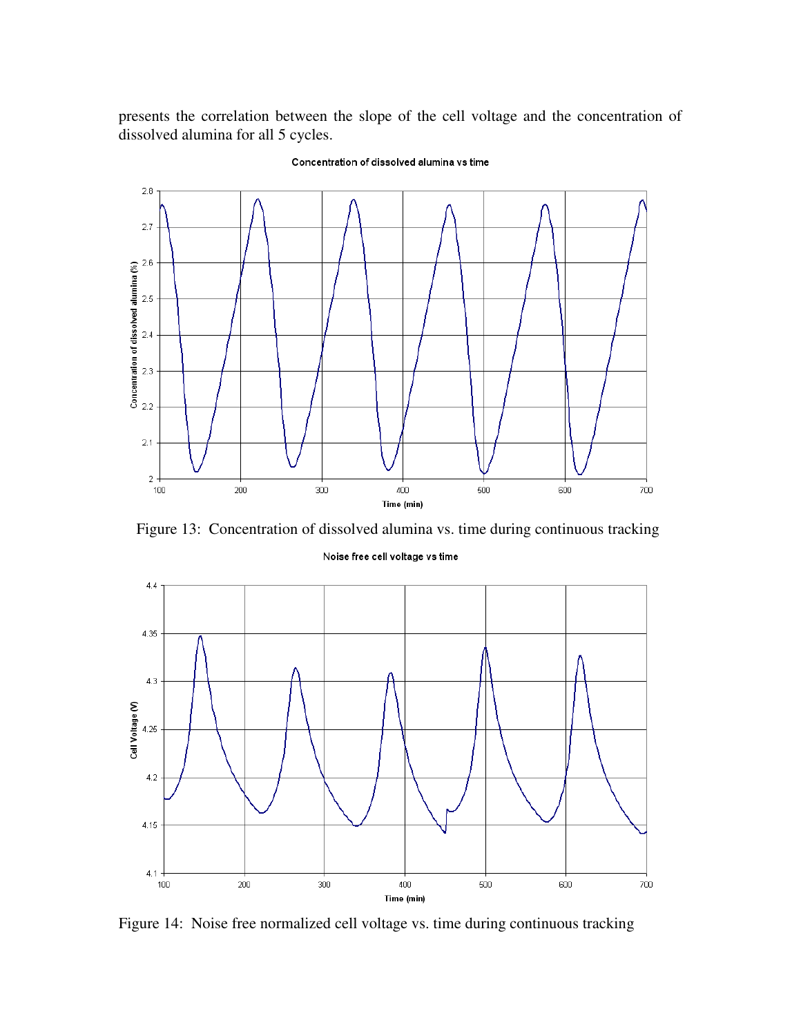presents the correlation between the slope of the cell voltage and the concentration of dissolved alumina for all 5 cycles.

Figure 13: Concentration of dissolved alumina vs. time during continuous tracking

Figure 14: Noise free normalized cell voltage vs. time during continuous tracking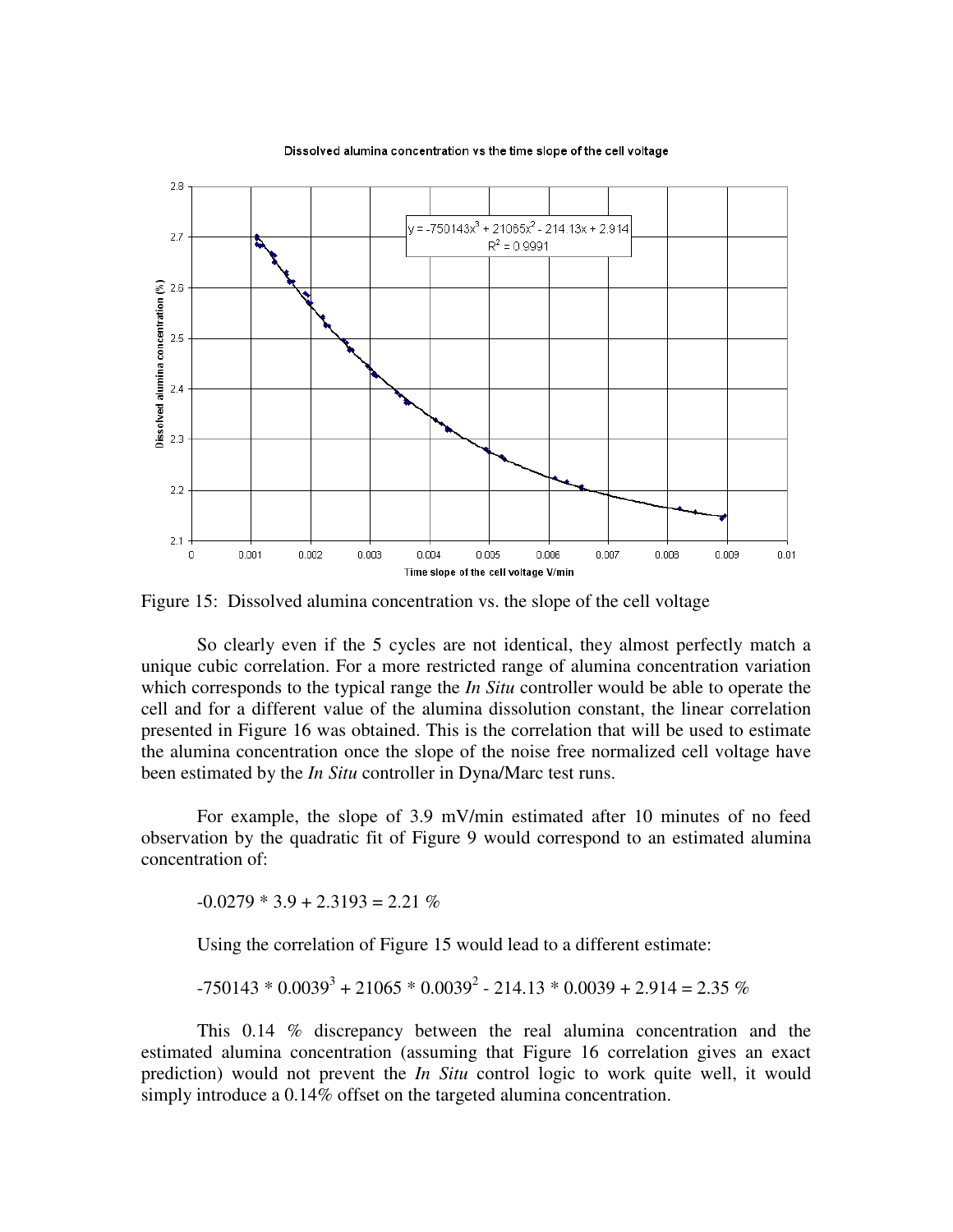Figure 15: Dissolved alumina concentration vs. the slope of the cell voltage

So clearly even if the 5 cycles are not identical, they almost perfectly match a unique cubic correlation. For a more restricted range of alumina concentration variation which corresponds to the typical range the *In Situ* controller would be able to operate the cell and for a different value of the alumina dissolution constant, the linear correlation presented in Figure 16 was obtained. This is the correlation that will be used to estimate the alumina concentration once the slope of the noise free normalized cell voltage have been estimated by the *In Situ* controller in Dyna/Marc test runs.

For example, the slope of 3.9 mV/min estimated after 10 minutes of no feed observation by the quadratic fit of Figure 9 would correspond to an estimated alumina concentration of:

$$-0.0279 * 3.9 + 2.3193 = 2.21 \%$$

Using the correlation of Figure 15 would lead to a different estimate:

$$-750143 * 0.0039^3 + 21065 * 0.0039^2 - 214.13 * 0.0039 + 2.914 = 2.35 \%$$

This 0.14 % discrepancy between the real alumina concentration and the estimated alumina concentration (assuming that Figure 16 correlation gives an exact prediction) would not prevent the *In Situ* control logic to work quite well, it would simply introduce a 0.14% offset on the targeted alumina concentration.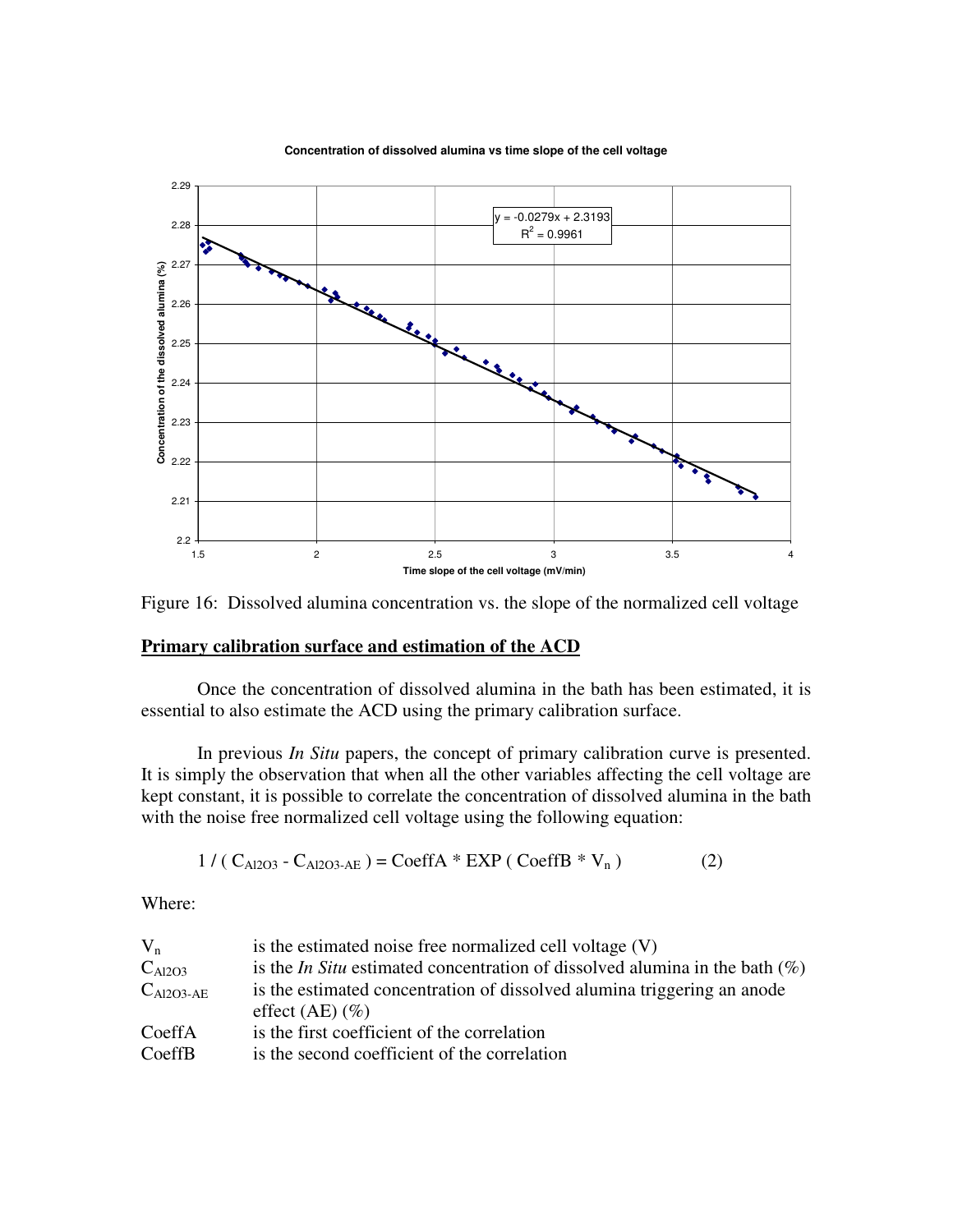Figure 16: Dissolved alumina concentration vs. the slope of the normalized cell voltage

## Primary calibration surface and estimation of the ACD

Once the concentration of dissolved alumina in the bath has been estimated, it is essential to also estimate the ACD using the primary calibration surface.

In previous *In Situ* papers, the concept of primary calibration curve is presented. It is simply the observation that when all the other variables affecting the cell voltage are kept constant, it is possible to correlate the concentration of dissolved alumina in the bath with the noise free normalized cell voltage using the following equation:

$$1 / ( C_{Al2O3} - C_{Al2O3\text{-}AE} ) = CoeffA * EXP ( CoeffB * V_n ) \qquad (2)$$

Where:

| | |
|---|---|
| $V_n$ | is the estimated noise free normalized cell voltage (V) |
| $C_{Al2O3}$ | is the *In Situ* estimated concentration of dissolved alumina in the bath (%) |
| $C_{Al2O3\text{-}AE}$ | is the estimated concentration of dissolved alumina triggering an anode effect (AE) (%) |
| CoeffA | is the first coefficient of the correlation |
| CoeffB | is the second coefficient of the correlation |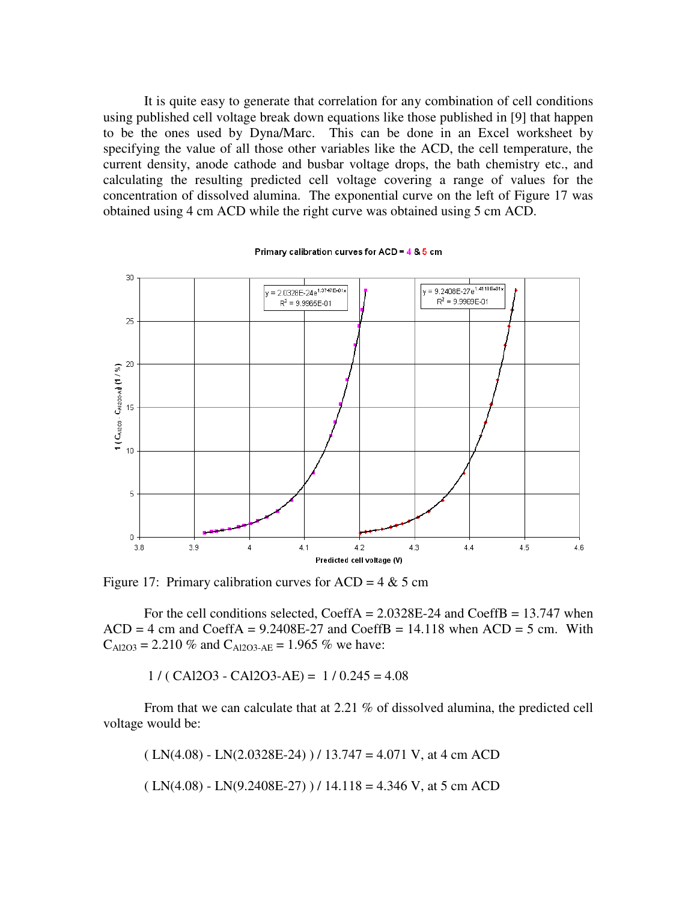It is quite easy to generate that correlation for any combination of cell conditions using published cell voltage break down equations like those published in [9] that happen to be the ones used by Dyna/Marc. This can be done in an Excel worksheet by specifying the value of all those other variables like the ACD, the cell temperature, the current density, anode cathode and busbar voltage drops, the bath chemistry etc., and calculating the resulting predicted cell voltage covering a range of values for the concentration of dissolved alumina. The exponential curve on the left of Figure 17 was obtained using 4 cm ACD while the right curve was obtained using 5 cm ACD.

Figure 17: Primary calibration curves for ACD = 4 & 5 cm

For the cell conditions selected, CoeffA = 2.0328E-24 and CoeffB = 13.747 when ACD = 4 cm and CoeffA = 9.2408E-27 and CoeffB = 14.118 when ACD = 5 cm. With $C_{Al2O3}$ = 2.210 % and $C_{Al2O3\text{-}AE}$ = 1.965 % we have:

$$1 / ( C_{Al2O3} - C_{Al2O3\text{-}AE}) = 1 / 0.245 = 4.08$$

From that we can calculate that at 2.21 % of dissolved alumina, the predicted cell voltage would be:

$$( \mathrm{LN}(4.08) - \mathrm{LN}(2.0328\mathrm{E}{-}24) ) / 13.747 = 4.071 \text{ V, at 4 cm ACD}$$

$$( \mathrm{LN}(4.08) - \mathrm{LN}(9.2408\mathrm{E}{-}27) ) / 14.118 = 4.346 \text{ V, at 5 cm ACD}$$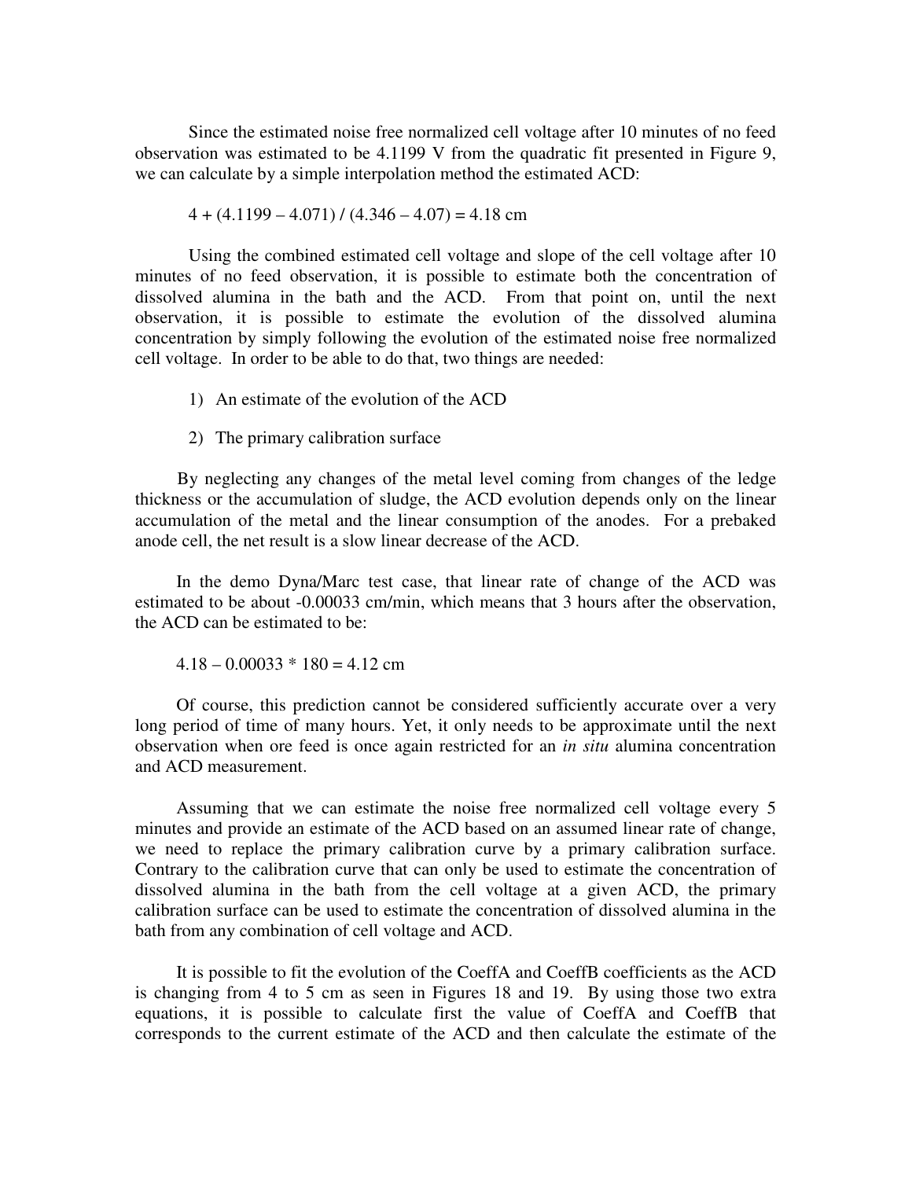Since the estimated noise free normalized cell voltage after 10 minutes of no feed observation was estimated to be 4.1199 V from the quadratic fit presented in Figure 9, we can calculate by a simple interpolation method the estimated ACD:

$$4 + (4.1199 - 4.071) / (4.346 - 4.07) = 4.18 \text{ cm}$$

Using the combined estimated cell voltage and slope of the cell voltage after 10 minutes of no feed observation, it is possible to estimate both the concentration of dissolved alumina in the bath and the ACD. From that point on, until the next observation, it is possible to estimate the evolution of the dissolved alumina concentration by simply following the evolution of the estimated noise free normalized cell voltage. In order to be able to do that, two things are needed:

1) An estimate of the evolution of the ACD

2) The primary calibration surface

By neglecting any changes of the metal level coming from changes of the ledge thickness or the accumulation of sludge, the ACD evolution depends only on the linear accumulation of the metal and the linear consumption of the anodes. For a prebaked anode cell, the net result is a slow linear decrease of the ACD.

In the demo Dyna/Marc test case, that linear rate of change of the ACD was estimated to be about -0.00033 cm/min, which means that 3 hours after the observation, the ACD can be estimated to be:

$$4.18 - 0.00033 * 180 = 4.12 \text{ cm}$$

Of course, this prediction cannot be considered sufficiently accurate over a very long period of time of many hours. Yet, it only needs to be approximate until the next observation when ore feed is once again restricted for an *in situ* alumina concentration and ACD measurement.

Assuming that we can estimate the noise free normalized cell voltage every 5 minutes and provide an estimate of the ACD based on an assumed linear rate of change, we need to replace the primary calibration curve by a primary calibration surface. Contrary to the calibration curve that can only be used to estimate the concentration of dissolved alumina in the bath from the cell voltage at a given ACD, the primary calibration surface can be used to estimate the concentration of dissolved alumina in the bath from any combination of cell voltage and ACD.

It is possible to fit the evolution of the CoeffA and CoeffB coefficients as the ACD is changing from 4 to 5 cm as seen in Figures 18 and 19. By using those two extra equations, it is possible to calculate first the value of CoeffA and CoeffB that corresponds to the current estimate of the ACD and then calculate the estimate of the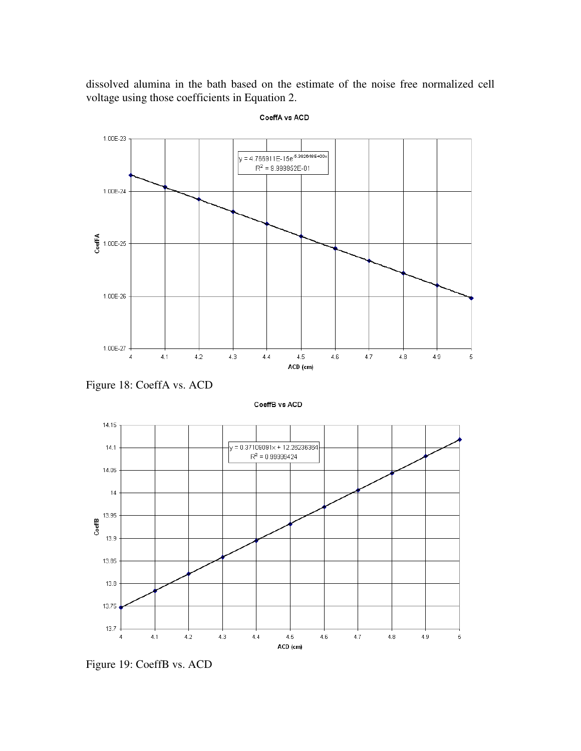dissolved alumina in the bath based on the estimate of the noise free normalized cell voltage using those coefficients in Equation 2.

Figure 18: CoeffA vs. ACD

Figure 19: CoeffB vs. ACD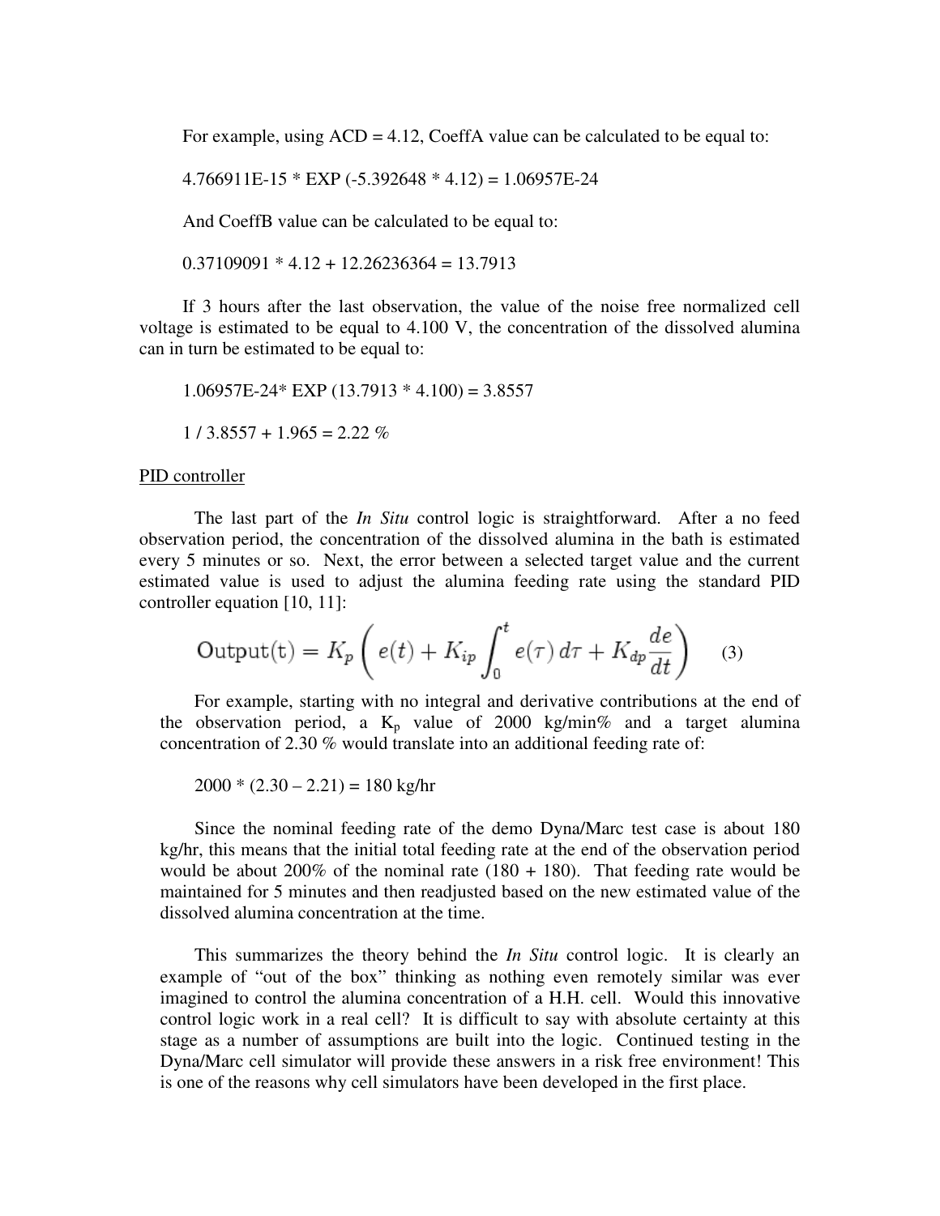For example, using ACD = 4.12, CoeffA value can be calculated to be equal to:

4.766911E-15 * EXP (-5.392648 * 4.12) = 1.06957E-24

And CoeffB value can be calculated to be equal to:

0.37109091 * 4.12 + 12.26236364 = 13.7913

If 3 hours after the last observation, the value of the noise free normalized cell voltage is estimated to be equal to 4.100 V, the concentration of the dissolved alumina can in turn be estimated to be equal to:

1.06957E-24* EXP (13.7913 * 4.100) = 3.8557

1 / 3.8557 + 1.965 = 2.22 %

PID controller

The last part of the *In Situ* control logic is straightforward. After a no feed observation period, the concentration of the dissolved alumina in the bath is estimated every 5 minutes or so. Next, the error between a selected target value and the current estimated value is used to adjust the alumina feeding rate using the standard PID controller equation [10, 11]:

$$\text{Output(t)} = K_p \left( e(t) + K_{ip} \int_0^t e(\tau)\, d\tau + K_{dp} \frac{de}{dt} \right) \qquad (3)$$

For example, starting with no integral and derivative contributions at the end of the observation period, a $K_p$ value of 2000 kg/min% and a target alumina concentration of 2.30 % would translate into an additional feeding rate of:

2000 * (2.30 – 2.21) = 180 kg/hr

Since the nominal feeding rate of the demo Dyna/Marc test case is about 180 kg/hr, this means that the initial total feeding rate at the end of the observation period would be about 200% of the nominal rate (180 + 180). That feeding rate would be maintained for 5 minutes and then readjusted based on the new estimated value of the dissolved alumina concentration at the time.

This summarizes the theory behind the *In Situ* control logic. It is clearly an example of "out of the box" thinking as nothing even remotely similar was ever imagined to control the alumina concentration of a H.H. cell. Would this innovative control logic work in a real cell? It is difficult to say with absolute certainty at this stage as a number of assumptions are built into the logic. Continued testing in the Dyna/Marc cell simulator will provide these answers in a risk free environment! This is one of the reasons why cell simulators have been developed in the first place.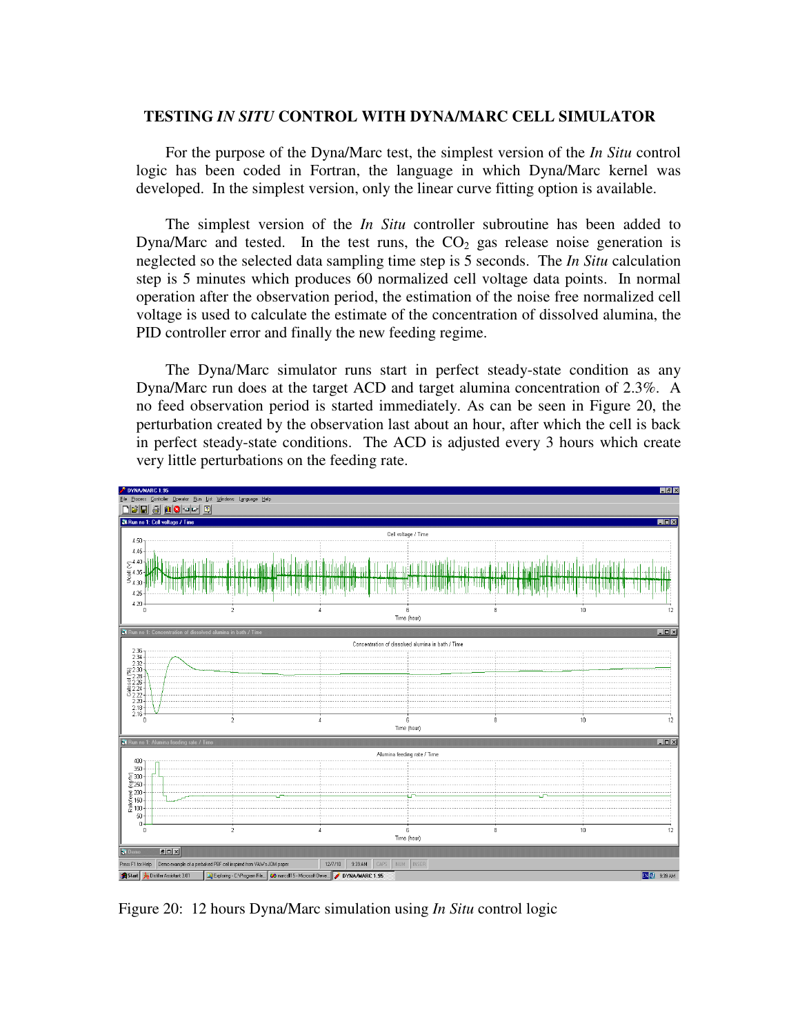## TESTING *IN SITU* CONTROL WITH DYNA/MARC CELL SIMULATOR

For the purpose of the Dyna/Marc test, the simplest version of the *In Situ* control logic has been coded in Fortran, the language in which Dyna/Marc kernel was developed. In the simplest version, only the linear curve fitting option is available.

The simplest version of the *In Situ* controller subroutine has been added to Dyna/Marc and tested. In the test runs, the $CO_2$ gas release noise generation is neglected so the selected data sampling time step is 5 seconds. The *In Situ* calculation step is 5 minutes which produces 60 normalized cell voltage data points. In normal operation after the observation period, the estimation of the noise free normalized cell voltage is used to calculate the estimate of the concentration of dissolved alumina, the PID controller error and finally the new feeding regime.

The Dyna/Marc simulator runs start in perfect steady-state condition as any Dyna/Marc run does at the target ACD and target alumina concentration of 2.3%. A no feed observation period is started immediately. As can be seen in Figure 20, the perturbation created by the observation last about an hour, after which the cell is back in perfect steady-state conditions. The ACD is adjusted every 3 hours which create very little perturbations on the feeding rate.

Figure 20: 12 hours Dyna/Marc simulation using *In Situ* control logic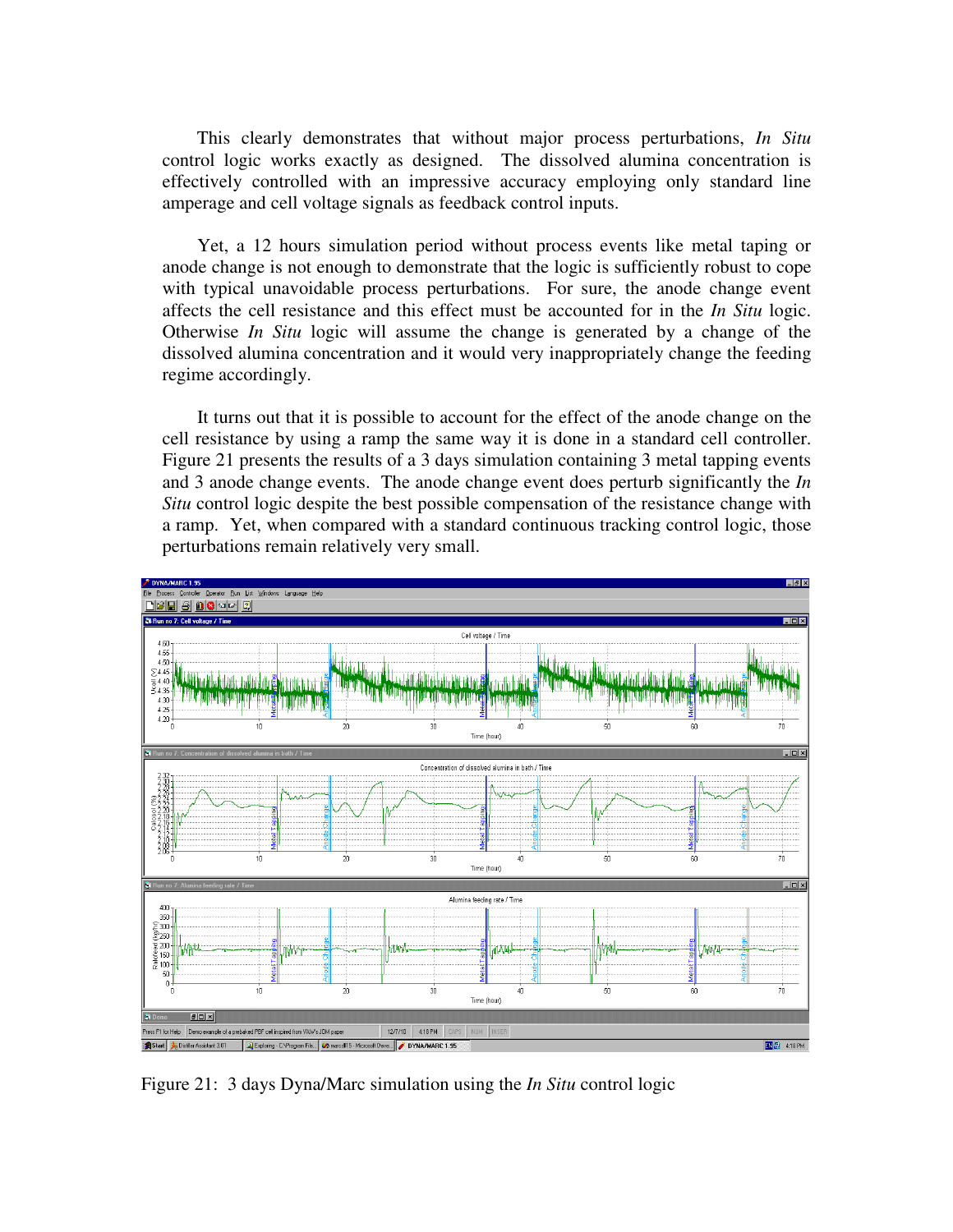This clearly demonstrates that without major process perturbations, *In Situ* control logic works exactly as designed. The dissolved alumina concentration is effectively controlled with an impressive accuracy employing only standard line amperage and cell voltage signals as feedback control inputs.

Yet, a 12 hours simulation period without process events like metal taping or anode change is not enough to demonstrate that the logic is sufficiently robust to cope with typical unavoidable process perturbations. For sure, the anode change event affects the cell resistance and this effect must be accounted for in the *In Situ* logic. Otherwise *In Situ* logic will assume the change is generated by a change of the dissolved alumina concentration and it would very inappropriately change the feeding regime accordingly.

It turns out that it is possible to account for the effect of the anode change on the cell resistance by using a ramp the same way it is done in a standard cell controller. Figure 21 presents the results of a 3 days simulation containing 3 metal tapping events and 3 anode change events. The anode change event does perturb significantly the *In Situ* control logic despite the best possible compensation of the resistance change with a ramp. Yet, when compared with a standard continuous tracking control logic, those perturbations remain relatively very small.

Figure 21: 3 days Dyna/Marc simulation using the *In Situ* control logic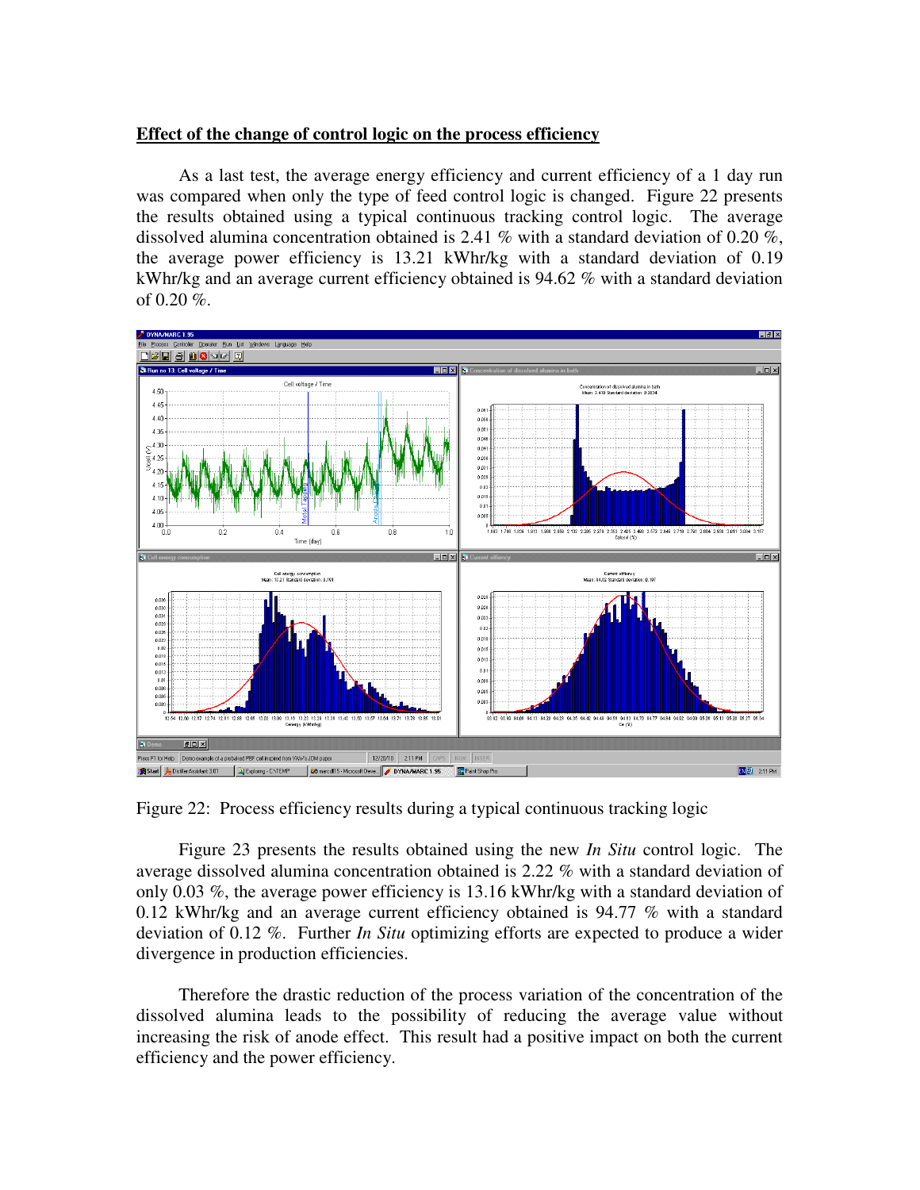**Effect of the change of control logic on the process efficiency**

As a last test, the average energy efficiency and current efficiency of a 1 day run was compared when only the type of feed control logic is changed. Figure 22 presents the results obtained using a typical continuous tracking control logic. The average dissolved alumina concentration obtained is 2.41 % with a standard deviation of 0.20 %, the average power efficiency is 13.21 kWhr/kg with a standard deviation of 0.19 kWhr/kg and an average current efficiency obtained is 94.62 % with a standard deviation of 0.20 %.

Figure 22: Process efficiency results during a typical continuous tracking logic

Figure 23 presents the results obtained using the new *In Situ* control logic. The average dissolved alumina concentration obtained is 2.22 % with a standard deviation of only 0.03 %, the average power efficiency is 13.16 kWhr/kg with a standard deviation of 0.12 kWhr/kg and an average current efficiency obtained is 94.77 % with a standard deviation of 0.12 %. Further *In Situ* optimizing efforts are expected to produce a wider divergence in production efficiencies.

Therefore the drastic reduction of the process variation of the concentration of the dissolved alumina leads to the possibility of reducing the average value without increasing the risk of anode effect. This result had a positive impact on both the current efficiency and the power efficiency.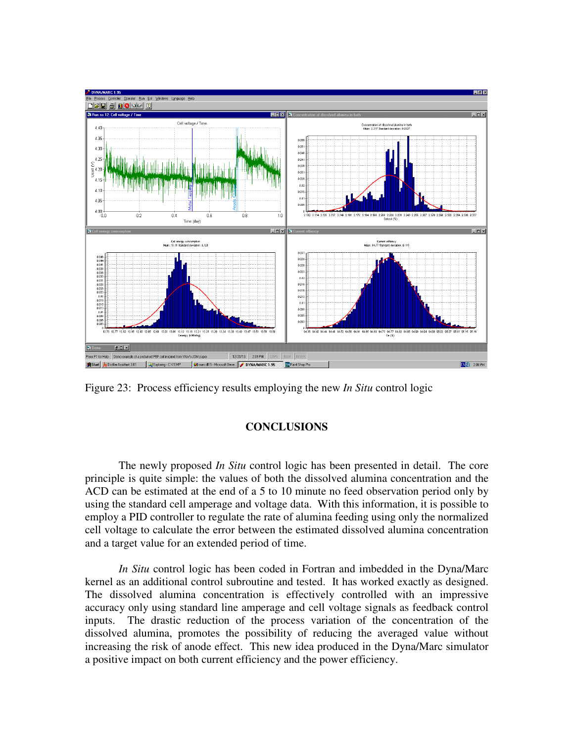Figure 23: Process efficiency results employing the new *In Situ* control logic

## CONCLUSIONS

The newly proposed *In Situ* control logic has been presented in detail. The core principle is quite simple: the values of both the dissolved alumina concentration and the ACD can be estimated at the end of a 5 to 10 minute no feed observation period only by using the standard cell amperage and voltage data. With this information, it is possible to employ a PID controller to regulate the rate of alumina feeding using only the normalized cell voltage to calculate the error between the estimated dissolved alumina concentration and a target value for an extended period of time.

*In Situ* control logic has been coded in Fortran and imbedded in the Dyna/Marc kernel as an additional control subroutine and tested. It has worked exactly as designed. The dissolved alumina concentration is effectively controlled with an impressive accuracy only using standard line amperage and cell voltage signals as feedback control inputs. The drastic reduction of the process variation of the concentration of the dissolved alumina, promotes the possibility of reducing the averaged value without increasing the risk of anode effect. This new idea produced in the Dyna/Marc simulator a positive impact on both current efficiency and the power efficiency.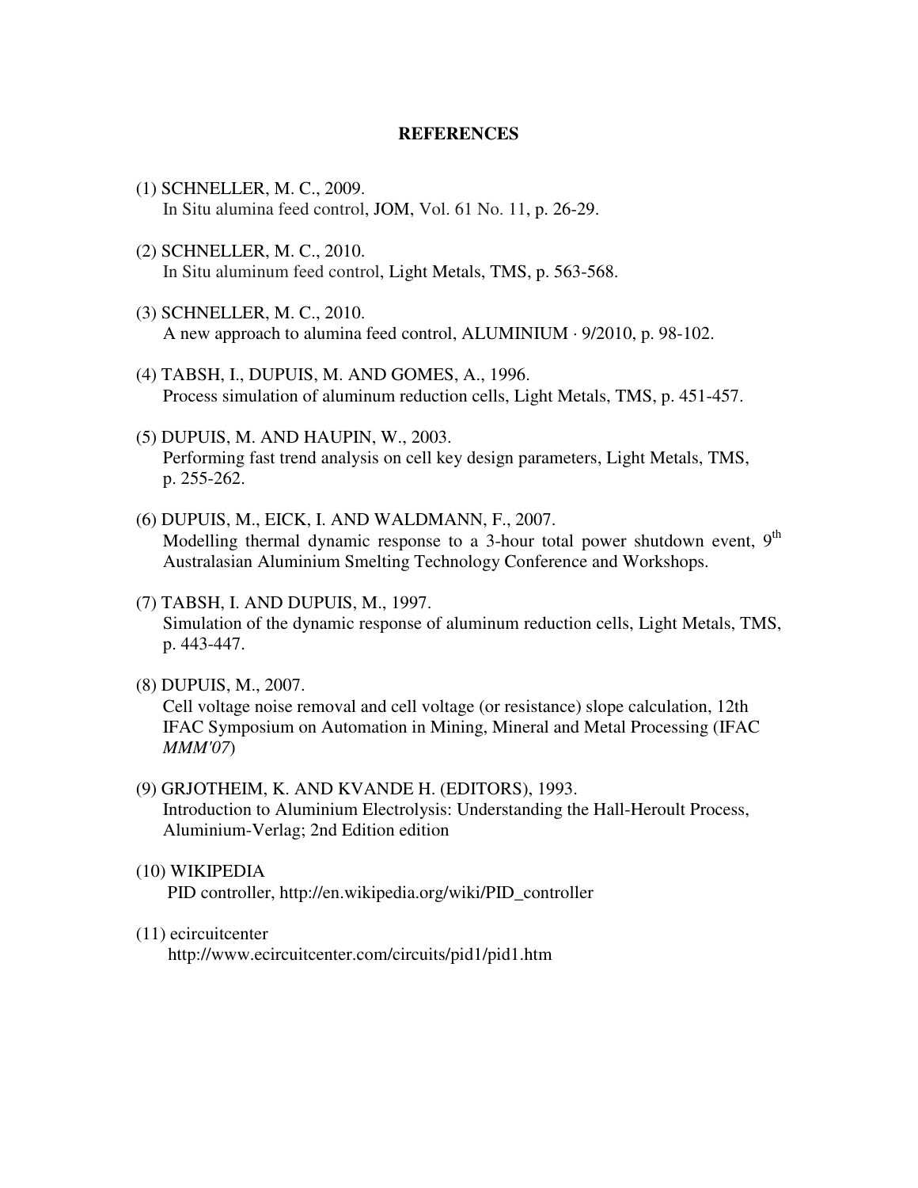# REFERENCES

(1) SCHNELLER, M. C., 2009.
In Situ alumina feed control, JOM, Vol. 61 No. 11, p. 26-29.

(2) SCHNELLER, M. C., 2010.
In Situ aluminum feed control, Light Metals, TMS, p. 563-568.

(3) SCHNELLER, M. C., 2010.
A new approach to alumina feed control, ALUMINIUM · 9/2010, p. 98-102.

(4) TABSH, I., DUPUIS, M. AND GOMES, A., 1996.
Process simulation of aluminum reduction cells, Light Metals, TMS, p. 451-457.

(5) DUPUIS, M. AND HAUPIN, W., 2003.
Performing fast trend analysis on cell key design parameters, Light Metals, TMS, p. 255-262.

(6) DUPUIS, M., EICK, I. AND WALDMANN, F., 2007.
Modelling thermal dynamic response to a 3-hour total power shutdown event, 9th Australasian Aluminium Smelting Technology Conference and Workshops.

(7) TABSH, I. AND DUPUIS, M., 1997.
Simulation of the dynamic response of aluminum reduction cells, Light Metals, TMS, p. 443-447.

(8) DUPUIS, M., 2007.
Cell voltage noise removal and cell voltage (or resistance) slope calculation, 12th IFAC Symposium on Automation in Mining, Mineral and Metal Processing (IFAC *MMM'07*)

(9) GRJOTHEIM, K. AND KVANDE H. (EDITORS), 1993.
Introduction to Aluminium Electrolysis: Understanding the Hall-Heroult Process, Aluminium-Verlag; 2nd Edition edition

(10) WIKIPEDIA
PID controller, http://en.wikipedia.org/wiki/PID_controller

(11) ecircuitcenter
http://www.ecircuitcenter.com/circuits/pid1/pid1.htm